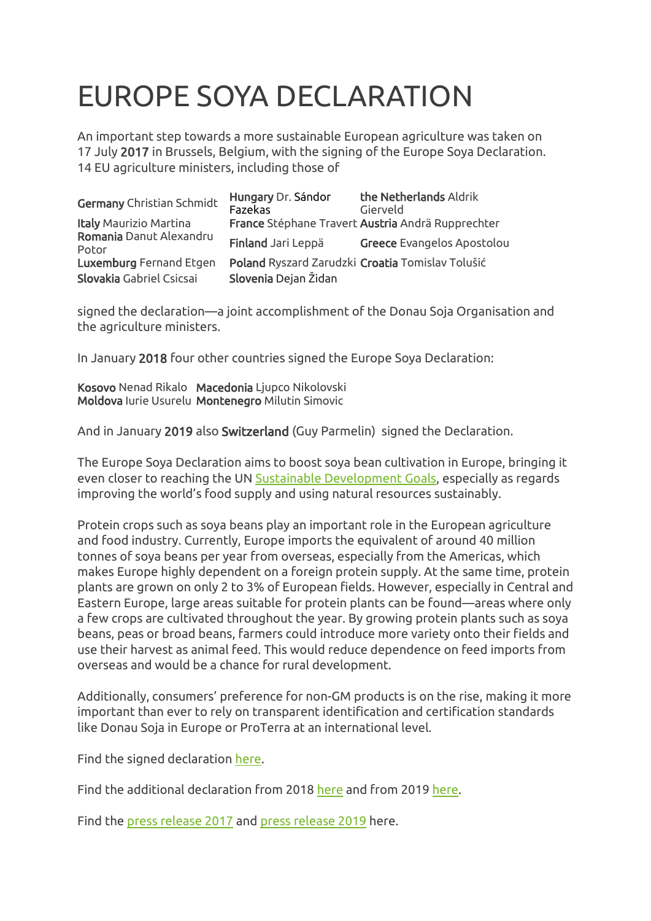# EUROPE SOYA DECLARATION

An important step towards a more sustainable European agriculture was taken on 17 July **2017** in Brussels, Belgium, with the signing of the Europe Soya Declaration. 14 EU agriculture ministers, including those of

| | | |
|---|---|---|
| **Germany** Christian Schmidt | **Hungary** Dr. Sándor Fazekas | **the Netherlands** Aldrik Gierveld |
| **Italy** Maurizio Martina | **France** Stéphane Travert | **Austria** Andrä Rupprechter |
| **Romania** Danut Alexandru Potor | **Finland** Jari Leppä | **Greece** Evangelos Apostolou |
| **Luxemburg** Fernand Etgen | **Poland** Ryszard Zarudzki | **Croatia** Tomislav Tolušić |
| **Slovakia** Gabriel Csicsai | **Slovenia** Dejan Židan | |

signed the declaration—a joint accomplishment of the Donau Soja Organisation and the agriculture ministers.

In January **2018** four other countries signed the Europe Soya Declaration:

| | |
|---|---|
| **Kosovo** Nenad Rikalo | **Macedonia** Ljupco Nikolovski |
| **Moldova** Iurie Usurelu | **Montenegro** Milutin Simovic |

And in January **2019** also **Switzerland** (Guy Parmelin) signed the Declaration.

The Europe Soya Declaration aims to boost soya bean cultivation in Europe, bringing it even closer to reaching the UN Sustainable Development Goals, especially as regards improving the world's food supply and using natural resources sustainably.

Protein crops such as soya beans play an important role in the European agriculture and food industry. Currently, Europe imports the equivalent of around 40 million tonnes of soya beans per year from overseas, especially from the Americas, which makes Europe highly dependent on a foreign protein supply. At the same time, protein plants are grown on only 2 to 3% of European fields. However, especially in Central and Eastern Europe, large areas suitable for protein plants can be found—areas where only a few crops are cultivated throughout the year. By growing protein plants such as soya beans, peas or broad beans, farmers could introduce more variety onto their fields and use their harvest as animal feed. This would reduce dependence on feed imports from overseas and would be a chance for rural development.

Additionally, consumers' preference for non-GM products is on the rise, making it more important than ever to rely on transparent identification and certification standards like Donau Soja in Europe or ProTerra at an international level.

Find the signed declaration here.

Find the additional declaration from 2018 here and from 2019 here.

Find the press release 2017 and press release 2019 here.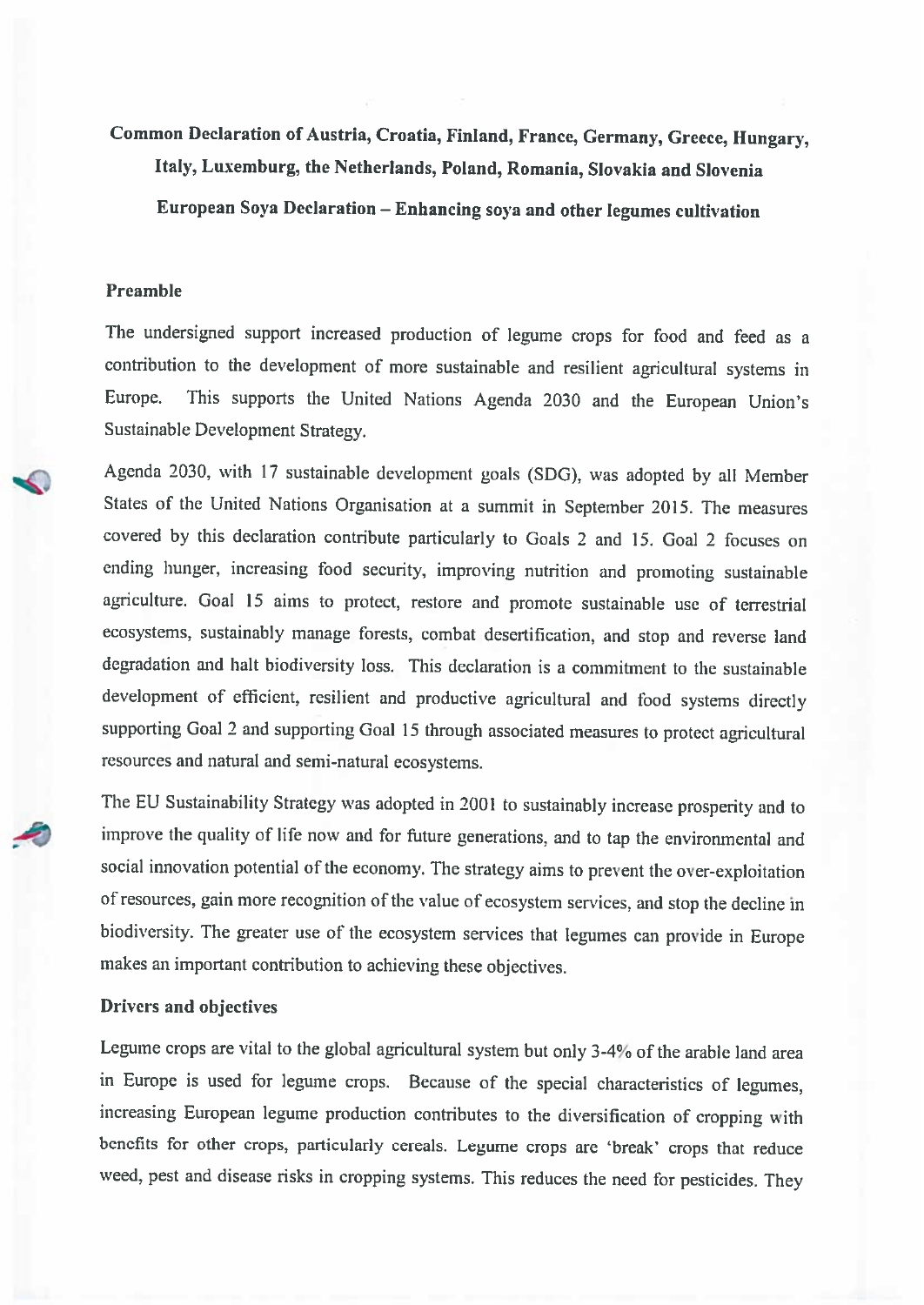**Common Declaration of Austria, Croatia, Finland, France, Germany, Greece, Hungary, Italy, Luxemburg, the Netherlands, Poland, Romania, Slovakia and Slovenia**

**European Soya Declaration – Enhancing soya and other legumes cultivation**

## Preamble

The undersigned support increased production of legume crops for food and feed as a contribution to the development of more sustainable and resilient agricultural systems in Europe. This supports the United Nations Agenda 2030 and the European Union's Sustainable Development Strategy.

Agenda 2030, with 17 sustainable development goals (SDG), was adopted by all Member States of the United Nations Organisation at a summit in September 2015. The measures covered by this declaration contribute particularly to Goals 2 and 15. Goal 2 focuses on ending hunger, increasing food security, improving nutrition and promoting sustainable agriculture. Goal 15 aims to protect, restore and promote sustainable use of terrestrial ecosystems, sustainably manage forests, combat desertification, and stop and reverse land degradation and halt biodiversity loss. This declaration is a commitment to the sustainable development of efficient, resilient and productive agricultural and food systems directly supporting Goal 2 and supporting Goal 15 through associated measures to protect agricultural resources and natural and semi-natural ecosystems.

The EU Sustainability Strategy was adopted in 2001 to sustainably increase prosperity and to improve the quality of life now and for future generations, and to tap the environmental and social innovation potential of the economy. The strategy aims to prevent the over-exploitation of resources, gain more recognition of the value of ecosystem services, and stop the decline in biodiversity. The greater use of the ecosystem services that legumes can provide in Europe makes an important contribution to achieving these objectives.

## Drivers and objectives

Legume crops are vital to the global agricultural system but only 3-4% of the arable land area in Europe is used for legume crops. Because of the special characteristics of legumes, increasing European legume production contributes to the diversification of cropping with benefits for other crops, particularly cereals. Legume crops are 'break' crops that reduce weed, pest and disease risks in cropping systems. This reduces the need for pesticides. They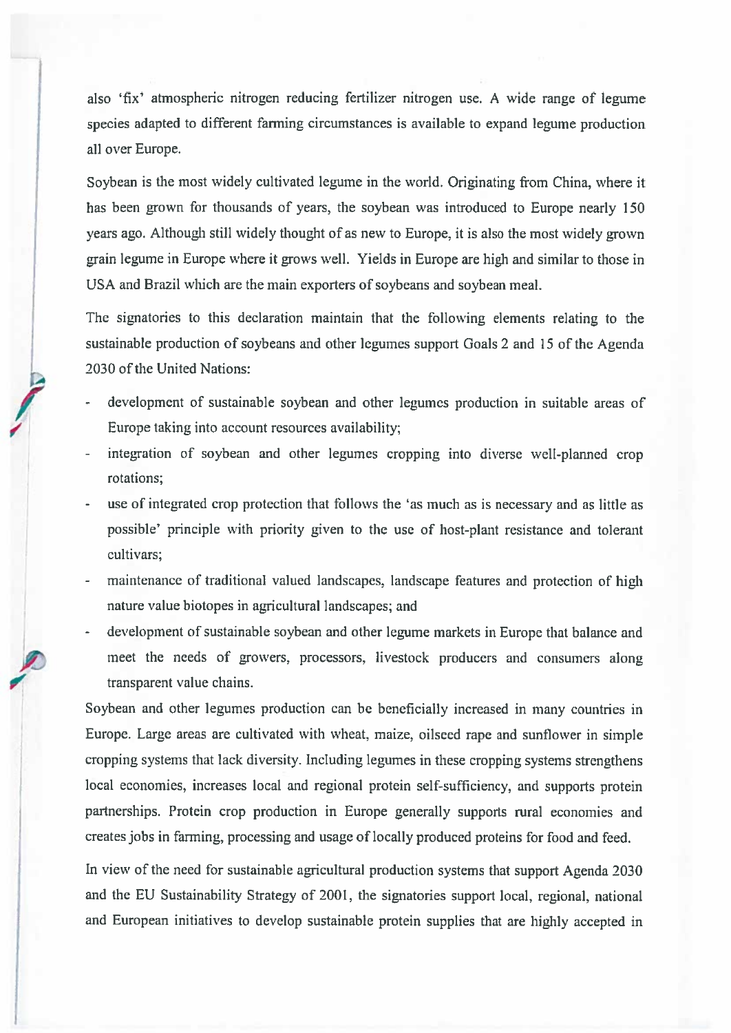also 'fix' atmospheric nitrogen reducing fertilizer nitrogen use. A wide range of legume species adapted to different farming circumstances is available to expand legume production all over Europe.

Soybean is the most widely cultivated legume in the world. Originating from China, where it has been grown for thousands of years, the soybean was introduced to Europe nearly 150 years ago. Although still widely thought of as new to Europe, it is also the most widely grown grain legume in Europe where it grows well. Yields in Europe are high and similar to those in USA and Brazil which are the main exporters of soybeans and soybean meal.

The signatories to this declaration maintain that the following elements relating to the sustainable production of soybeans and other legumes support Goals 2 and 15 of the Agenda 2030 of the United Nations:

- development of sustainable soybean and other legumes production in suitable areas of Europe taking into account resources availability;
- integration of soybean and other legumes cropping into diverse well-planned crop rotations;
- use of integrated crop protection that follows the 'as much as is necessary and as little as possible' principle with priority given to the use of host-plant resistance and tolerant cultivars;
- maintenance of traditional valued landscapes, landscape features and protection of high nature value biotopes in agricultural landscapes; and
- development of sustainable soybean and other legume markets in Europe that balance and meet the needs of growers, processors, livestock producers and consumers along transparent value chains.

Soybean and other legumes production can be beneficially increased in many countries in Europe. Large areas are cultivated with wheat, maize, oilseed rape and sunflower in simple cropping systems that lack diversity. Including legumes in these cropping systems strengthens local economies, increases local and regional protein self-sufficiency, and supports protein partnerships. Protein crop production in Europe generally supports rural economies and creates jobs in farming, processing and usage of locally produced proteins for food and feed.

In view of the need for sustainable agricultural production systems that support Agenda 2030 and the EU Sustainability Strategy of 2001, the signatories support local, regional, national and European initiatives to develop sustainable protein supplies that are highly accepted in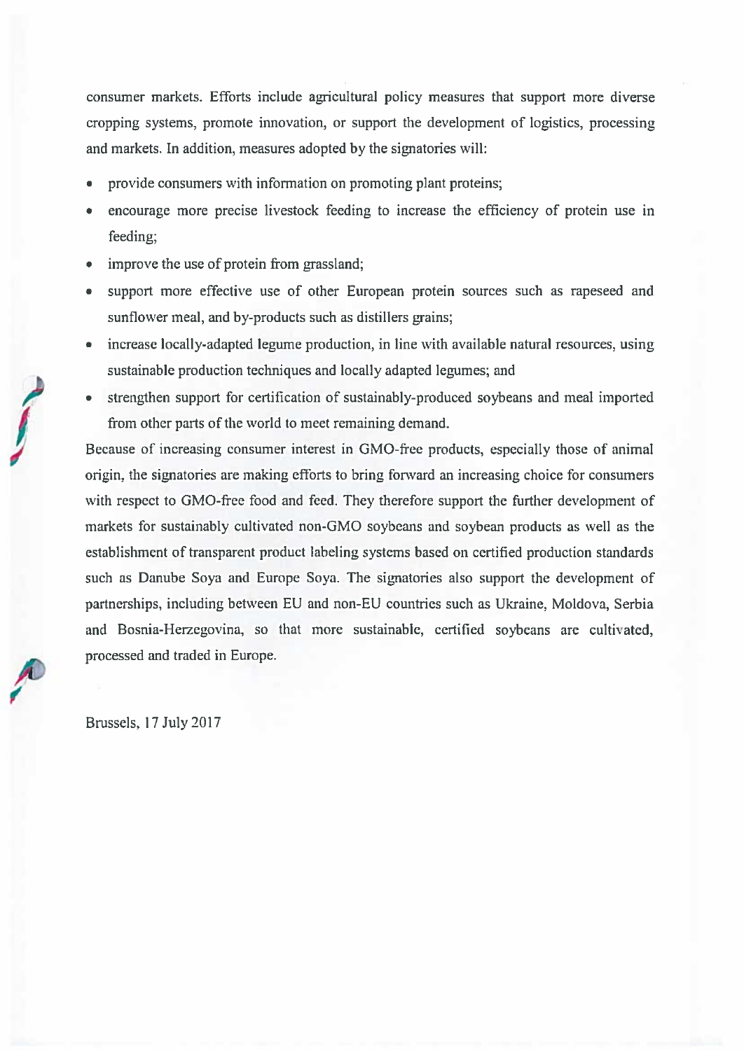consumer markets. Efforts include agricultural policy measures that support more diverse cropping systems, promote innovation, or support the development of logistics, processing and markets. In addition, measures adopted by the signatories will:

- provide consumers with information on promoting plant proteins;
- encourage more precise livestock feeding to increase the efficiency of protein use in feeding;
- improve the use of protein from grassland;
- support more effective use of other European protein sources such as rapeseed and sunflower meal, and by-products such as distillers grains;
- increase locally-adapted legume production, in line with available natural resources, using sustainable production techniques and locally adapted legumes; and
- strengthen support for certification of sustainably-produced soybeans and meal imported from other parts of the world to meet remaining demand.

Because of increasing consumer interest in GMO-free products, especially those of animal origin, the signatories are making efforts to bring forward an increasing choice for consumers with respect to GMO-free food and feed. They therefore support the further development of markets for sustainably cultivated non-GMO soybeans and soybean products as well as the establishment of transparent product labeling systems based on certified production standards such as Danube Soya and Europe Soya. The signatories also support the development of partnerships, including between EU and non-EU countries such as Ukraine, Moldova, Serbia and Bosnia-Herzegovina, so that more sustainable, certified soybeans are cultivated, processed and traded in Europe.

Brussels, 17 July 2017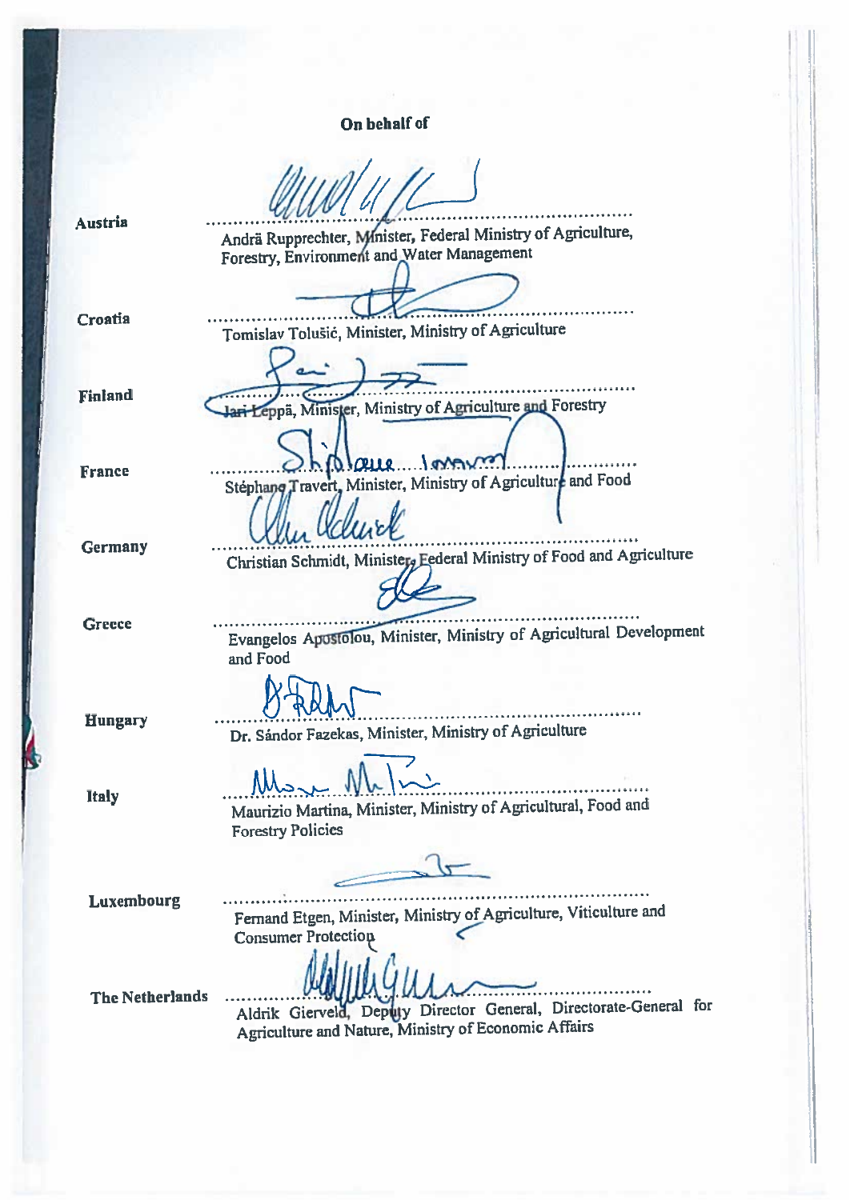**On behalf of**

| | |
|---|---|
| Austria | ............................................................ <br> Andrä Rupprechter, Minister, Federal Ministry of Agriculture, Forestry, Environment and Water Management |
| Croatia | ............................................................ <br> Tomislav Tolušić, Minister, Ministry of Agriculture |
| Finland | ............................................................ <br> Jari Leppä, Minister, Ministry of Agriculture and Forestry |
| France | ............................................................ <br> Stéphane Travert, Minister, Ministry of Agriculture and Food |
| Germany | ............................................................ <br> Christian Schmidt, Minister, Federal Ministry of Food and Agriculture |
| Greece | ............................................................ <br> Evangelos Apostolou, Minister, Ministry of Agricultural Development and Food |
| Hungary | ............................................................ <br> Dr. Sándor Fazekas, Minister, Ministry of Agriculture |
| Italy | ............................................................ <br> Maurizio Martina, Minister, Ministry of Agricultural, Food and Forestry Policies |
| Luxembourg | ............................................................ <br> Fernand Etgen, Minister, Ministry of Agriculture, Viticulture and Consumer Protection |
| The Netherlands | ............................................................ <br> Aldrik Gierveld, Deputy Director General, Directorate-General for Agriculture and Nature, Ministry of Economic Affairs |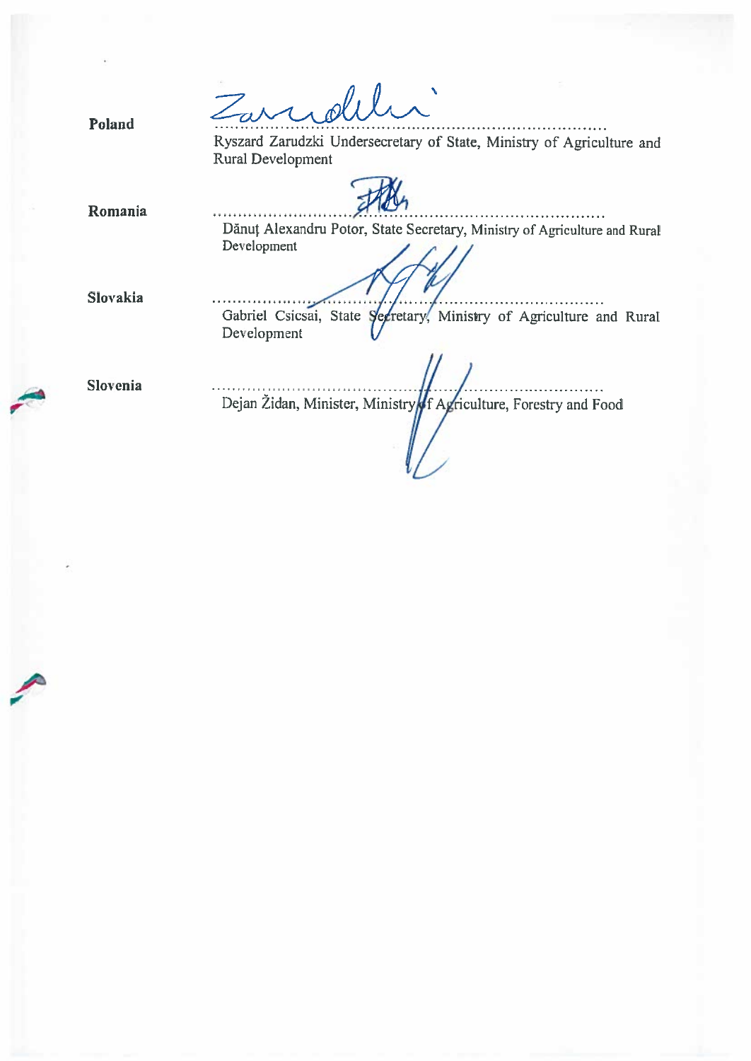**Poland**

.............................................................................

Ryszard Zarudzki Undersecretary of State, Ministry of Agriculture and Rural Development

**Romania**

.............................................................................

Dănuț Alexandru Potor, State Secretary, Ministry of Agriculture and Rural Development

**Slovakia**

.............................................................................

Gabriel Csicsai, State Secretary, Ministry of Agriculture and Rural Development

**Slovenia**

.............................................................................

Dejan Židan, Minister, Ministry of Agriculture, Forestry and Food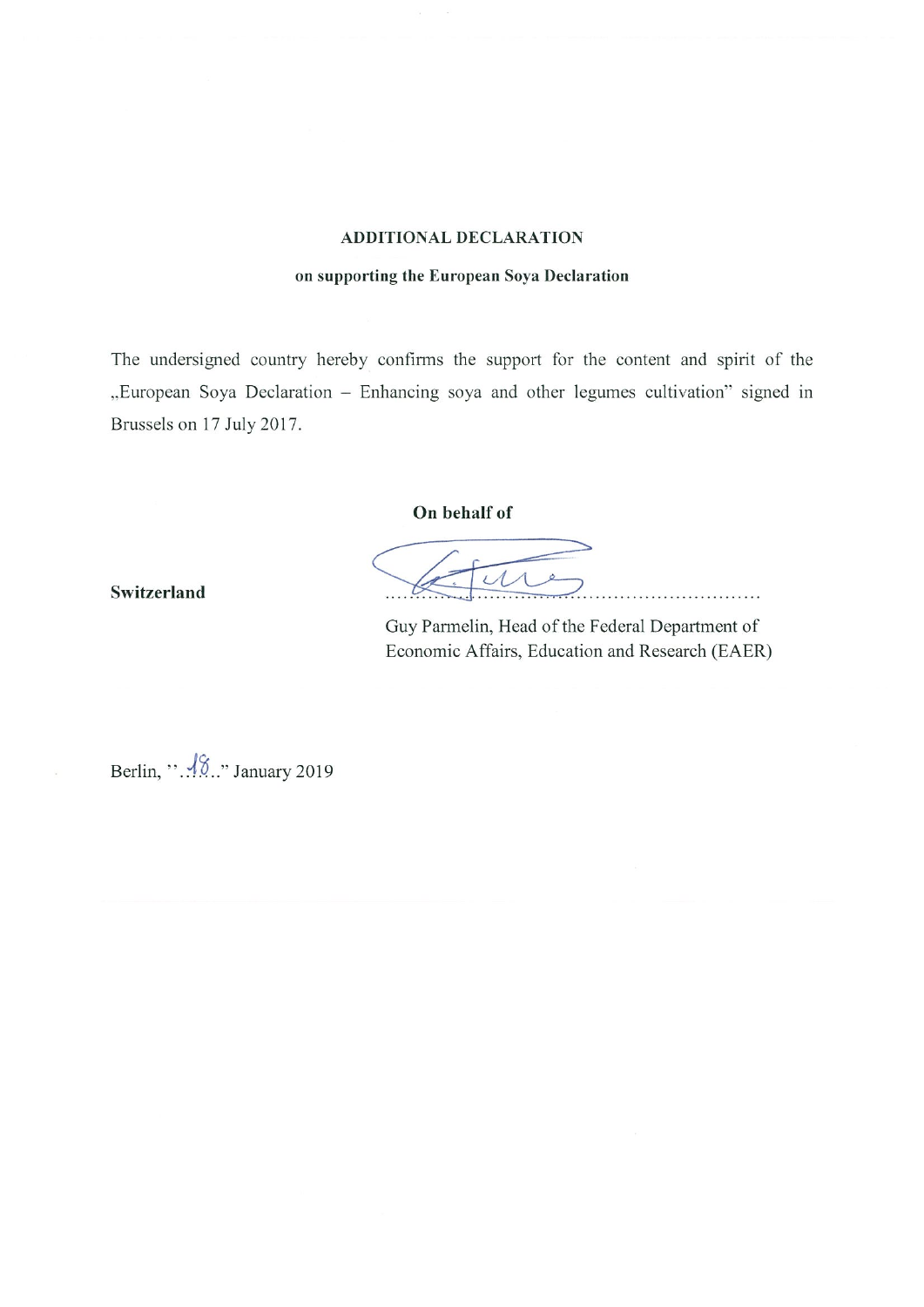**ADDITIONAL DECLARATION**

**on supporting the European Soya Declaration**

The undersigned country hereby confirms the support for the content and spirit of the „European Soya Declaration – Enhancing soya and other legumes cultivation" signed in Brussels on 17 July 2017.

**On behalf of**

**Switzerland**

..............................................................

Guy Parmelin, Head of the Federal Department of Economic Affairs, Education and Research (EAER)

Berlin, "..18.." January 2019